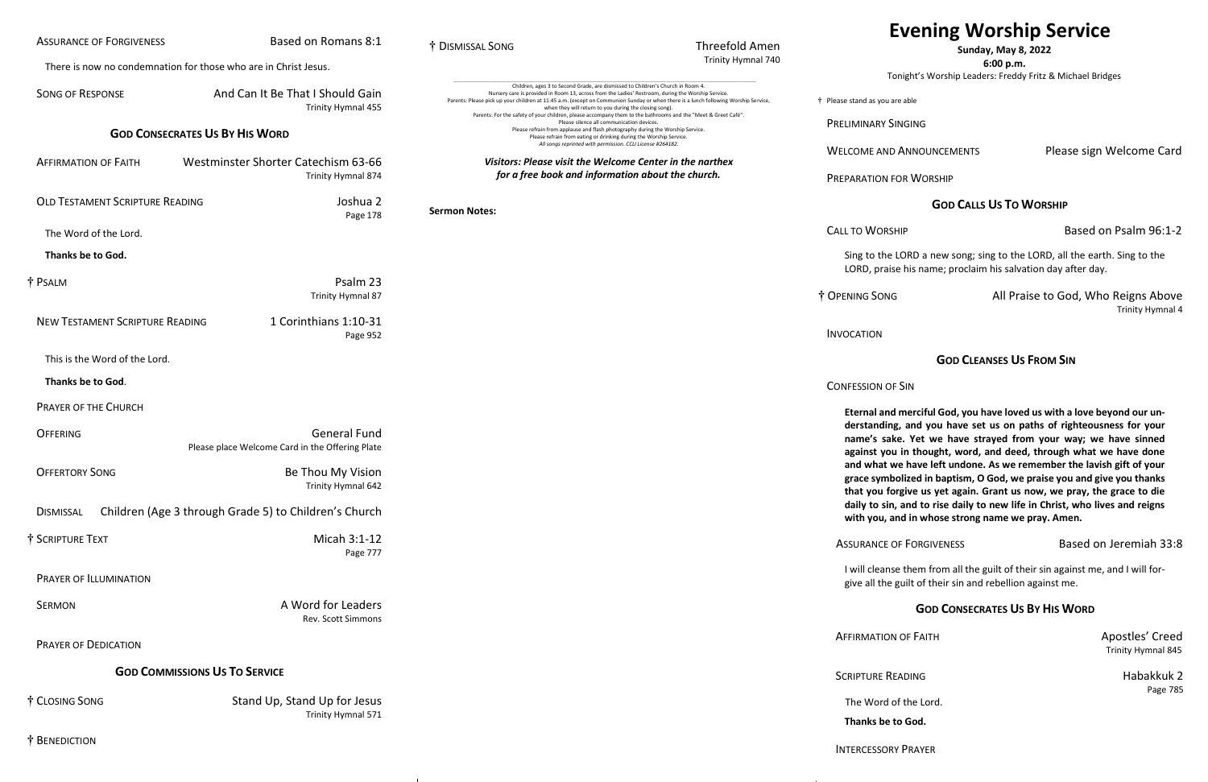# Evening Worship Service

**Sunday, May 8, 2022**

**6:00 p.m.**

Tonight's Worship Leaders: Freddy Fritz & Michael Bridges

† Please stand as you are able

PRELIMINARY SINGING

WELCOME AND ANNOUNCEMENTS — Please sign Welcome Card

PREPARATION FOR WORSHIP

## GOD CALLS US TO WORSHIP

CALL TO WORSHIP — Based on Psalm 96:1-2

Sing to the LORD a new song; sing to the LORD, all the earth. Sing to the LORD, praise his name; proclaim his salvation day after day.

† OPENING SONG — All Praise to God, Who Reigns Above
Trinity Hymnal 4

INVOCATION

## GOD CLEANSES US FROM SIN

CONFESSION OF SIN

**Eternal and merciful God, you have loved us with a love beyond our understanding, and you have set us on paths of righteousness for your name's sake. Yet we have strayed from your way; we have sinned against you in thought, word, and deed, through what we have done and what we have left undone. As we remember the lavish gift of your grace symbolized in baptism, O God, we praise you and give you thanks that you forgive us yet again. Grant us now, we pray, the grace to die daily to sin, and to rise daily to new life in Christ, who lives and reigns with you, and in whose strong name we pray. Amen.**

ASSURANCE OF FORGIVENESS — Based on Jeremiah 33:8

I will cleanse them from all the guilt of their sin against me, and I will forgive all the guilt of their sin and rebellion against me.

## GOD CONSECRATES US BY HIS WORD

AFFIRMATION OF FAITH — Apostles' Creed
Trinity Hymnal 845

SCRIPTURE READING — Habakkuk 2
Page 785

The Word of the Lord.

**Thanks be to God.**

INTERCESSORY PRAYER

ASSURANCE OF FORGIVENESS — Based on Romans 8:1

There is now no condemnation for those who are in Christ Jesus.

SONG OF RESPONSE — And Can It Be That I Should Gain
Trinity Hymnal 455

## GOD CONSECRATES US BY HIS WORD

AFFIRMATION OF FAITH — Westminster Shorter Catechism 63-66
Trinity Hymnal 874

OLD TESTAMENT SCRIPTURE READING — Joshua 2
Page 178

The Word of the Lord.

**Thanks be to God.**

† PSALM — Psalm 23
Trinity Hymnal 87

NEW TESTAMENT SCRIPTURE READING — 1 Corinthians 1:10-31
Page 952

This is the Word of the Lord.

**Thanks be to God**.

PRAYER OF THE CHURCH

OFFERING — General Fund
Please place Welcome Card in the Offering Plate

OFFERTORY SONG — Be Thou My Vision
Trinity Hymnal 642

DISMISSAL — Children (Age 3 through Grade 5) to Children's Church

† SCRIPTURE TEXT — Micah 3:1-12
Page 777

PRAYER OF ILLUMINATION

SERMON — A Word for Leaders
Rev. Scott Simmons

PRAYER OF DEDICATION

## GOD COMMISSIONS US TO SERVICE

† CLOSING SONG — Stand Up, Stand Up for Jesus
Trinity Hymnal 571

† BENEDICTION

† DISMISSAL SONG — Threefold Amen
Trinity Hymnal 740

---

Children, ages 3 to Second Grade, are dismissed to Children's Church in Room 4.
Nursery care is provided in Room 13, across from the Ladies' Restroom, during the Worship Service.
Parents: Please pick up your children at 11:45 a.m. (except on Communion Sunday or when there is a lunch following Worship Service, when they will return to you during the closing song).
Parents: For the safety of your children, please accompany them to the bathrooms and the "Meet & Greet Café".
Please silence all communication devices.
Please refrain from applause and flash photography during the Worship Service.
Please refrain from eating or drinking during the Worship Service.
*All songs reprinted with permission. CCLI License #264182.*

***Visitors: Please visit the Welcome Center in the narthex for a free book and information about the church.***

**Sermon Notes:**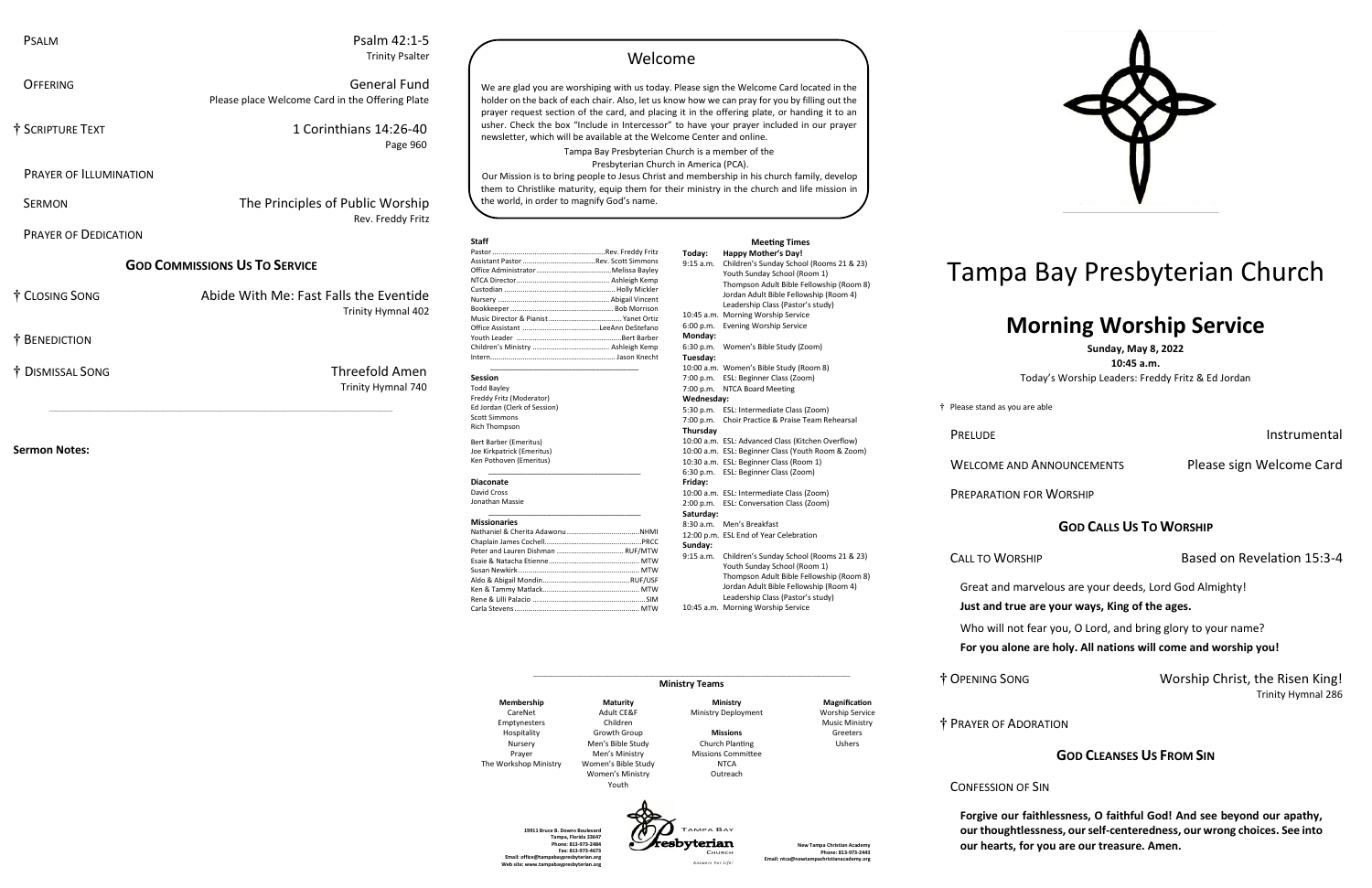PSALM — Psalm 42:1-5
Trinity Psalter

OFFERING — General Fund
Please place Welcome Card in the Offering Plate

† SCRIPTURE TEXT — 1 Corinthians 14:26-40
Page 960

PRAYER OF ILLUMINATION

SERMON — The Principles of Public Worship
Rev. Freddy Fritz

PRAYER OF DEDICATION

### GOD COMMISSIONS US TO SERVICE

† CLOSING SONG — Abide With Me: Fast Falls the Eventide
Trinity Hymnal 402

† BENEDICTION

† DISMISSAL SONG — Threefold Amen
Trinity Hymnal 740

**Sermon Notes:**

## Welcome

We are glad you are worshiping with us today. Please sign the Welcome Card located in the holder on the back of each chair. Also, let us know how we can pray for you by filling out the prayer request section of the card, and placing it in the offering plate, or handing it to an usher. Check the box "Include in Intercessor" to have your prayer included in our prayer newsletter, which will be available at the Welcome Center and online.

Tampa Bay Presbyterian Church is a member of the
Presbyterian Church in America (PCA).

Our Mission is to bring people to Jesus Christ and membership in his church family, develop them to Christlike maturity, equip them for their ministry in the church and life mission in the world, in order to magnify God's name.

**Staff**

Pastor .......... Rev. Freddy Fritz
Assistant Pastor .......... Rev. Scott Simmons
Office Administrator .......... Melissa Bayley
NTCA Director .......... Ashleigh Kemp
Custodian .......... Holly Mickler
Nursery .......... Abigail Vincent
Bookkeeper .......... Bob Morrison
Music Director & Pianist .......... Yanet Ortiz
Office Assistant .......... LeeAnn DeStefano
Youth Leader .......... Bert Barber
Children's Ministry .......... Ashleigh Kemp
Intern .......... Jason Knecht

**Session**

Todd Bayley
Freddy Fritz (Moderator)
Ed Jordan (Clerk of Session)
Scott Simmons
Rich Thompson

Bert Barber (Emeritus)
Joe Kirkpatrick (Emeritus)
Ken Pothoven (Emeritus)

**Diaconate**

David Cross
Jonathan Massie

**Missionaries**

Nathaniel & Cherita Adawonu .......... NHMI
Chaplain James Cochell .......... PRCC
Peter and Lauren Dishman .......... RUF/MTW
Esaie & Natacha Etienne .......... MTW
Susan Newkirk .......... MTW
Aldo & Abigail Mondin .......... RUF/USF
Ken & Tammy Matlack .......... MTW
Rene & Lilli Palacio .......... SIM
Carla Stevens .......... MTW

**Meeting Times**

**Today: Happy Mother's Day!**
9:15 a.m. Children's Sunday School (Rooms 21 & 23)
Youth Sunday School (Room 1)
Thompson Adult Bible Fellowship (Room 8)
Jordan Adult Bible Fellowship (Room 4)
Leadership Class (Pastor's study)
10:45 a.m. Morning Worship Service
6:00 p.m. Evening Worship Service

**Monday:**
6:30 p.m. Women's Bible Study (Zoom)

**Tuesday:**
10:00 a.m. Women's Bible Study (Room 8)
7:00 p.m. ESL: Beginner Class (Zoom)
7:00 p.m. NTCA Board Meeting

**Wednesday:**
5:30 p.m. ESL: Intermediate Class (Zoom)
7:00 p.m. Choir Practice & Praise Team Rehearsal

**Thursday**
10:00 a.m. ESL: Advanced Class (Kitchen Overflow)
10:00 a.m. ESL: Beginner Class (Youth Room & Zoom)
10:30 a.m. ESL: Beginner Class (Room 1)
6:30 p.m. ESL: Beginner Class (Zoom)

**Friday:**
10:00 a.m. ESL: Intermediate Class (Zoom)
2:00 p.m. ESL: Conversation Class (Zoom)

**Saturday:**
8:30 a.m. Men's Breakfast
12:00 p.m. ESL End of Year Celebration

**Sunday:**
9:15 a.m. Children's Sunday School (Rooms 21 & 23)
Youth Sunday School (Room 1)
Thompson Adult Bible Fellowship (Room 8)
Jordan Adult Bible Fellowship (Room 4)
Leadership Class (Pastor's study)
10:45 a.m. Morning Worship Service

**Ministry Teams**

| Membership | Maturity | Ministry | Magnification |
|---|---|---|---|
| CareNet | Adult CE&F | Ministry Deployment | Worship Service |
| Emptynesters | Children | | Music Ministry |
| Hospitality | Growth Group | **Missions** | Greeters |
| Nursery | Men's Bible Study | Church Planting | Ushers |
| Prayer | Men's Ministry | Missions Committee | |
| The Workshop Ministry | Women's Bible Study | NTCA | |
| | Women's Ministry | Outreach | |
| | Youth | | |

19911 Bruce B. Downs Boulevard
Tampa, Florida 33647
Phone: 813-973-2484
Fax: 813-973-4673
Email: office@tampabaypresbyterian.org
Web site: www.tampabaypresbyterian.org

Tampa Bay Presbyterian Church
Answers for Life!

New Tampa Christian Academy
Phone: 813-973-2443
Email: ntca@newtampachristianacademy.org

# Tampa Bay Presbyterian Church

## Morning Worship Service

**Sunday, May 8, 2022**
**10:45 a.m.**
Today's Worship Leaders: Freddy Fritz & Ed Jordan

† Please stand as you are able

PRELUDE — Instrumental

WELCOME AND ANNOUNCEMENTS — Please sign Welcome Card

PREPARATION FOR WORSHIP

### GOD CALLS US TO WORSHIP

CALL TO WORSHIP — Based on Revelation 15:3-4

Great and marvelous are your deeds, Lord God Almighty!
**Just and true are your ways, King of the ages.**
Who will not fear you, O Lord, and bring glory to your name?
**For you alone are holy. All nations will come and worship you!**

† OPENING SONG — Worship Christ, the Risen King!
Trinity Hymnal 286

† PRAYER OF ADORATION

### GOD CLEANSES US FROM SIN

CONFESSION OF SIN

**Forgive our faithlessness, O faithful God! And see beyond our apathy, our thoughtlessness, our self-centeredness, our wrong choices. See into our hearts, for you are our treasure. Amen.**